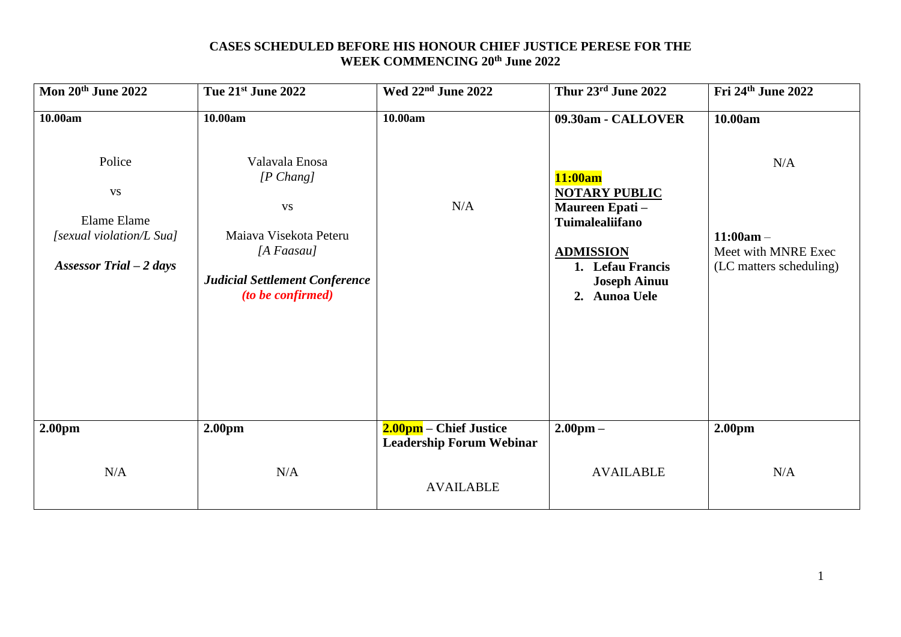**CASES SCHEDULED BEFORE HIS HONOUR CHIEF JUSTICE PERESE FOR THE WEEK COMMENCING 20th June 2022**

| Mon 20th June 2022 | Tue 21st June 2022 | Wed 22nd June 2022 | Thur 23rd June 2022 | Fri 24th June 2022 |
|---|---|---|---|---|
| **10.00am**<br><br>Police<br>vs<br>Elame Elame<br>*[sexual violation/L Sua]*<br><br>***Assessor Trial – 2 days*** | **10.00am**<br><br>Valavala Enosa<br>*[P Chang]*<br>vs<br>Maiava Visekota Peteru<br>*[A Faasau]*<br><br>***Judicial Settlement Conference***<br>***(to be confirmed)*** | **10.00am**<br><br>N/A | **09.30am - CALLOVER**<br><br>**11:00am**<br>**NOTARY PUBLIC**<br>**Maureen Epati – Tuimalealiifano**<br><br>**ADMISSION**<br>1. **Lefau Francis Joseph Ainuu**<br>2. **Aunoa Uele** | **10.00am**<br><br>N/A<br><br>**11:00am** –<br>Meet with MNRE Exec (LC matters scheduling) |
| **2.00pm**<br><br>N/A | **2.00pm**<br><br>N/A | **2.00pm – Chief Justice Leadership Forum Webinar**<br><br>AVAILABLE | **2.00pm –**<br><br>AVAILABLE | **2.00pm**<br><br>N/A |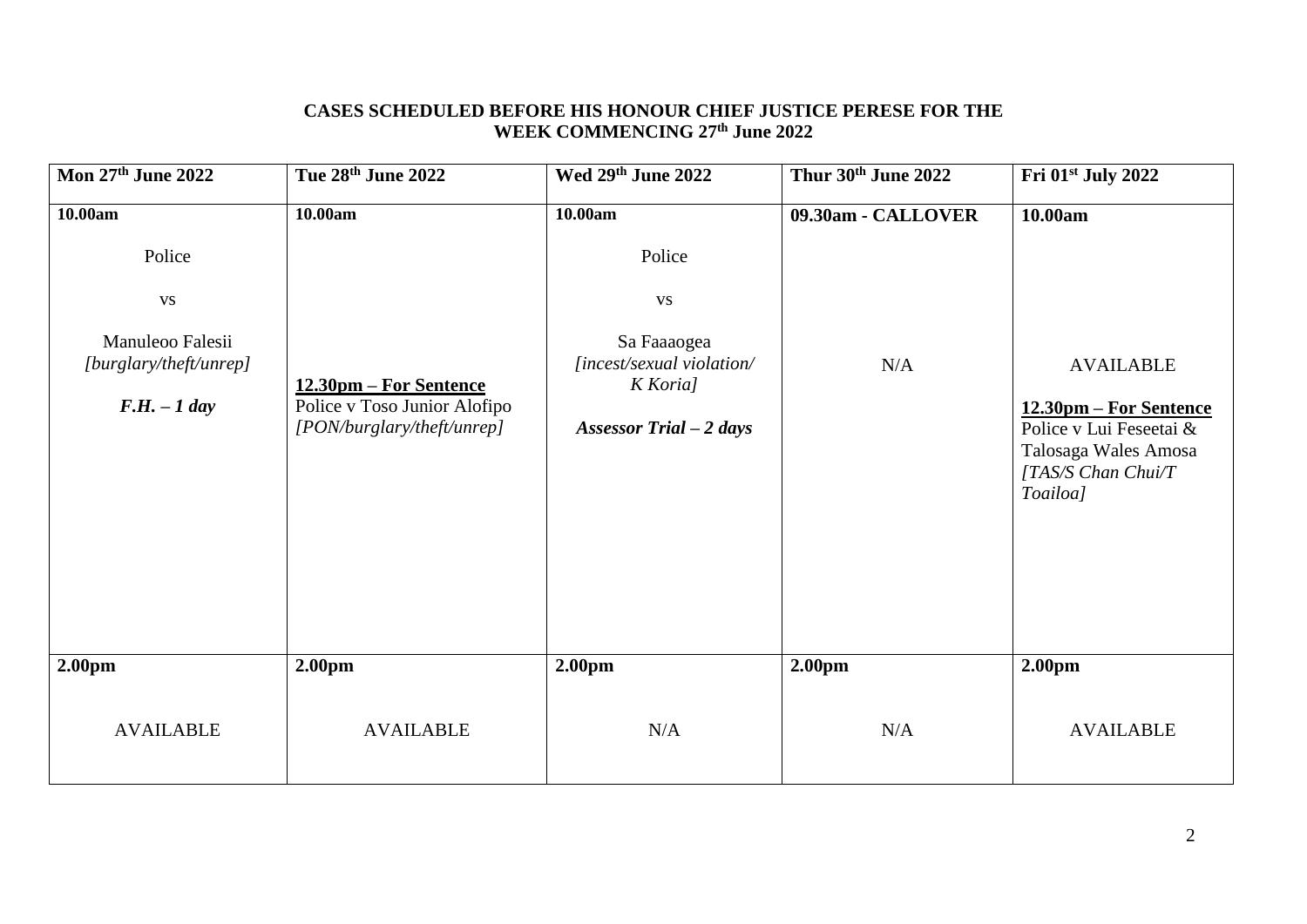**CASES SCHEDULED BEFORE HIS HONOUR CHIEF JUSTICE PERESE FOR THE WEEK COMMENCING 27th June 2022**

| Mon 27th June 2022 | Tue 28th June 2022 | Wed 29th June 2022 | Thur 30th June 2022 | Fri 01st July 2022 |
|---|---|---|---|---|
| **10.00am**<br><br>Police<br><br>vs<br><br>Manuleoo Falesii<br>*[burglary/theft/unrep]*<br><br>***F.H. – 1 day*** | **10.00am**<br><br>**12.30pm – For Sentence**<br>Police v Toso Junior Alofipo<br>*[PON/burglary/theft/unrep]* | **10.00am**<br><br>Police<br><br>vs<br><br>Sa Faaaogea<br>*[incest/sexual violation/ K Koria]*<br><br>***Assessor Trial – 2 days*** | **09.30am - CALLOVER**<br><br>N/A | **10.00am**<br><br>AVAILABLE<br><br>**12.30pm – For Sentence**<br>Police v Lui Feseetai & Talosaga Wales Amosa<br>*[TAS/S Chan Chui/T Toailoa]* |
| **2.00pm**<br><br>AVAILABLE | **2.00pm**<br><br>AVAILABLE | **2.00pm**<br><br>N/A | **2.00pm**<br><br>N/A | **2.00pm**<br><br>AVAILABLE |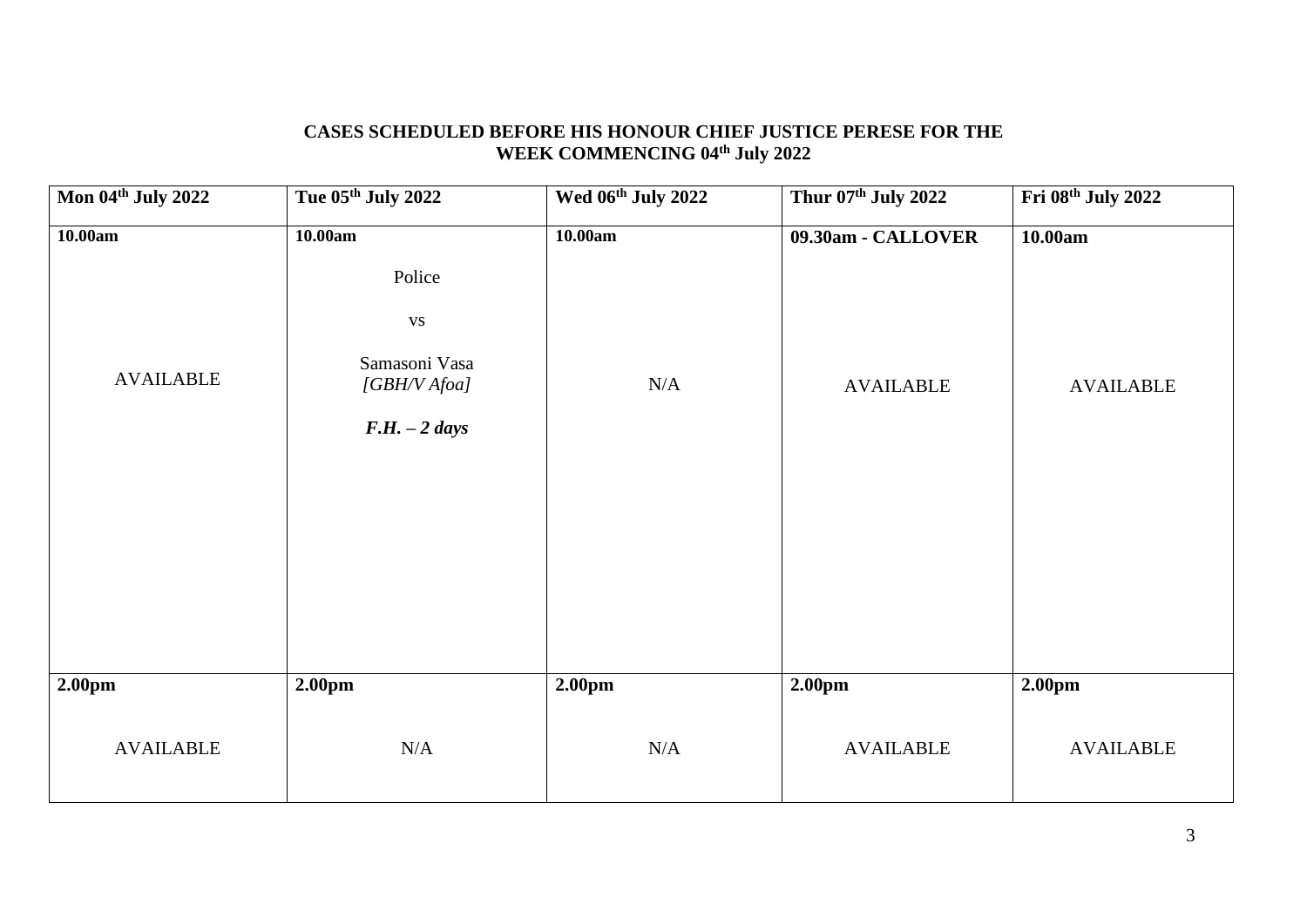**CASES SCHEDULED BEFORE HIS HONOUR CHIEF JUSTICE PERESE FOR THE WEEK COMMENCING 04th July 2022**

| Mon 04th July 2022 | Tue 05th July 2022 | Wed 06th July 2022 | Thur 07th July 2022 | Fri 08th July 2022 |
|---|---|---|---|---|
| **10.00am** | **10.00am** | **10.00am** | **09.30am - CALLOVER** | **10.00am** |
| AVAILABLE | Police<br><br>vs<br><br>Samasoni Vasa<br>*[GBH/V Afoa]*<br><br>***F.H. – 2 days*** | N/A | AVAILABLE | AVAILABLE |
| **2.00pm** | **2.00pm** | **2.00pm** | **2.00pm** | **2.00pm** |
| AVAILABLE | N/A | N/A | AVAILABLE | AVAILABLE |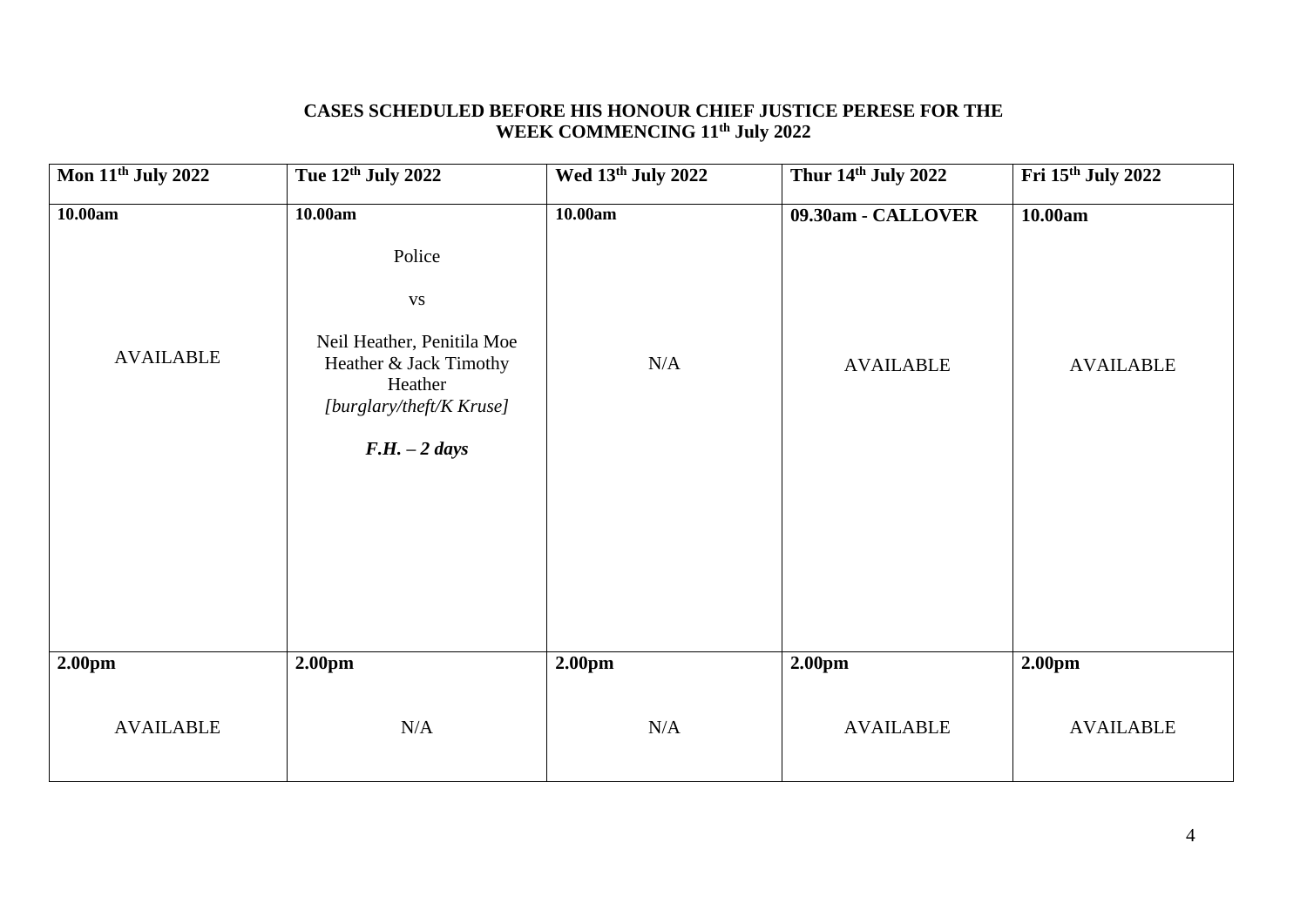**CASES SCHEDULED BEFORE HIS HONOUR CHIEF JUSTICE PERESE FOR THE WEEK COMMENCING 11th July 2022**

| Mon 11th July 2022 | Tue 12th July 2022 | Wed 13th July 2022 | Thur 14th July 2022 | Fri 15th July 2022 |
|---|---|---|---|---|
| **10.00am**<br><br>AVAILABLE | **10.00am**<br><br>Police<br><br>vs<br><br>Neil Heather, Penitila Moe Heather & Jack Timothy Heather<br>*[burglary/theft/K Kruse]*<br><br>***F.H. – 2 days*** | **10.00am**<br><br>N/A | **09.30am - CALLOVER**<br><br>AVAILABLE | **10.00am**<br><br>AVAILABLE |
| **2.00pm**<br><br>AVAILABLE | **2.00pm**<br><br>N/A | **2.00pm**<br><br>N/A | **2.00pm**<br><br>AVAILABLE | **2.00pm**<br><br>AVAILABLE |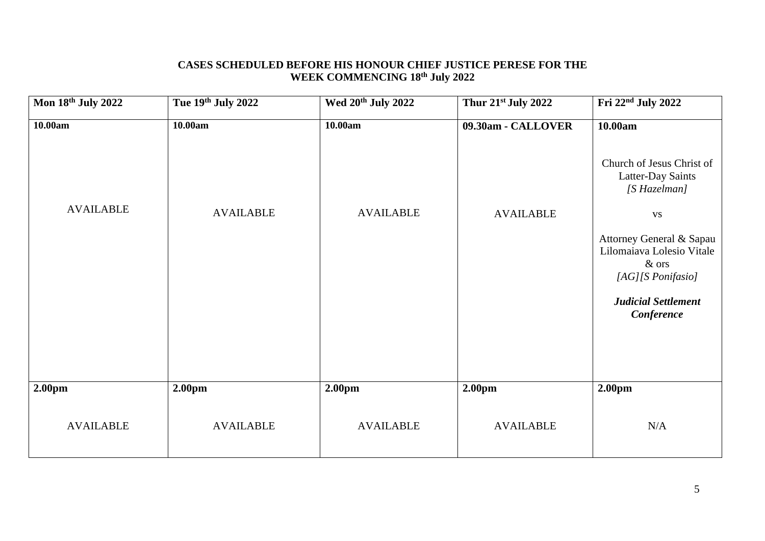**CASES SCHEDULED BEFORE HIS HONOUR CHIEF JUSTICE PERESE FOR THE WEEK COMMENCING 18th July 2022**

| Mon 18th July 2022 | Tue 19th July 2022 | Wed 20th July 2022 | Thur 21st July 2022 | Fri 22nd July 2022 |
|---|---|---|---|---|
| **10.00am**<br><br>AVAILABLE | **10.00am**<br><br>AVAILABLE | **10.00am**<br><br>AVAILABLE | **09.30am - CALLOVER**<br><br>AVAILABLE | **10.00am**<br><br>Church of Jesus Christ of Latter-Day Saints *[S Hazelman]*<br><br>vs<br><br>Attorney General & Sapau Lilomaiava Lolesio Vitale & ors *[AG][S Ponifasio]*<br><br>***Judicial Settlement Conference*** |
| **2.00pm**<br><br>AVAILABLE | **2.00pm**<br><br>AVAILABLE | **2.00pm**<br><br>AVAILABLE | **2.00pm**<br><br>AVAILABLE | **2.00pm**<br><br>N/A |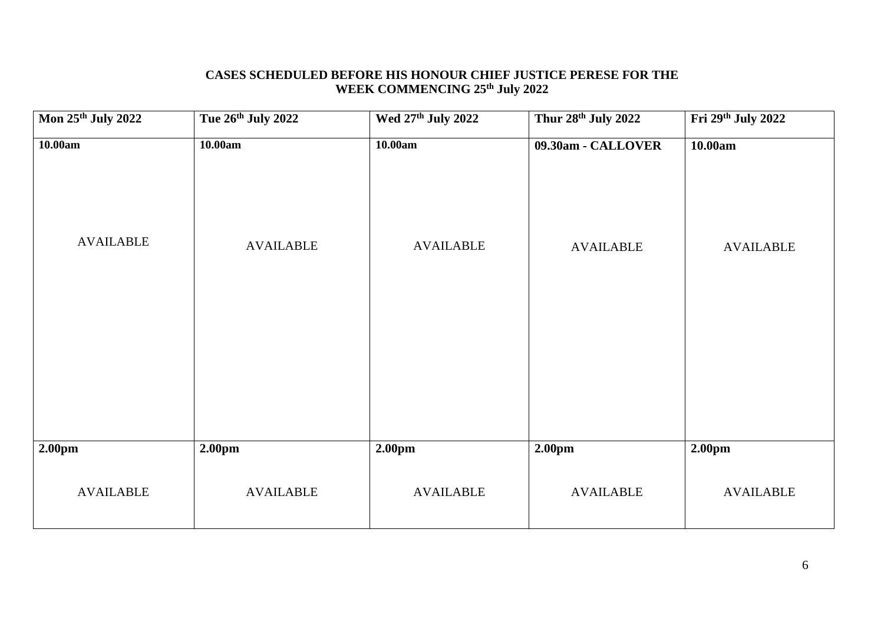**CASES SCHEDULED BEFORE HIS HONOUR CHIEF JUSTICE PERESE FOR THE WEEK COMMENCING 25th July 2022**

| Mon 25th July 2022 | Tue 26th July 2022 | Wed 27th July 2022 | Thur 28th July 2022 | Fri 29th July 2022 |
|---|---|---|---|---|
| **10.00am**<br><br>AVAILABLE | **10.00am**<br><br>AVAILABLE | **10.00am**<br><br>AVAILABLE | **09.30am - CALLOVER**<br><br>AVAILABLE | **10.00am**<br><br>AVAILABLE |
| **2.00pm**<br><br>AVAILABLE | **2.00pm**<br><br>AVAILABLE | **2.00pm**<br><br>AVAILABLE | **2.00pm**<br><br>AVAILABLE | **2.00pm**<br><br>AVAILABLE |